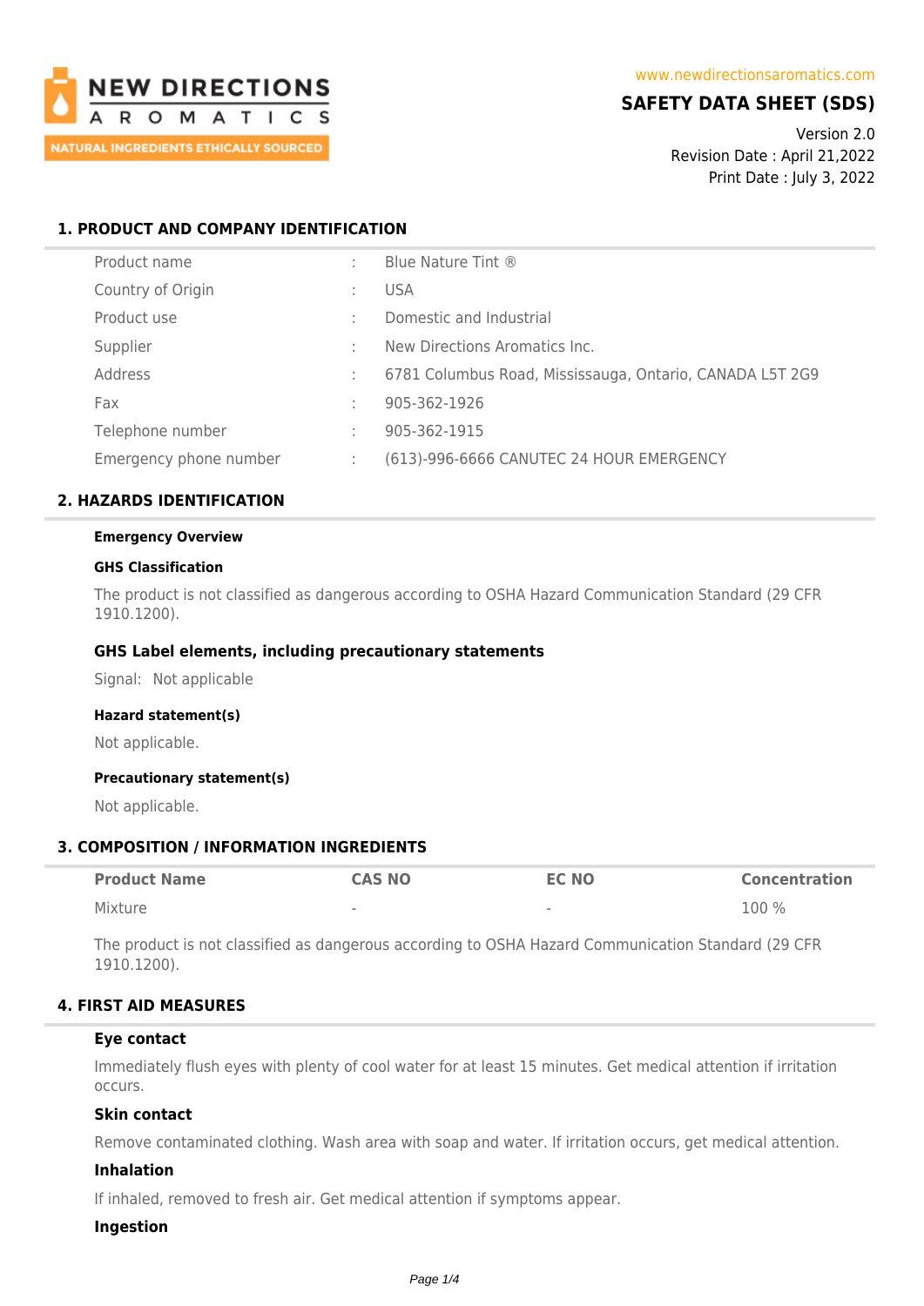NEW DIRECTIONS AROMATICS
NATURAL INGREDIENTS ETHICALLY SOURCED

www.newdirectionsaromatics.com

# SAFETY DATA SHEET (SDS)

Version 2.0
Revision Date : April 21,2022
Print Date : July 3, 2022

## 1. PRODUCT AND COMPANY IDENTIFICATION

| | | |
|---|---|---|
| Product name | : | Blue Nature Tint ® |
| Country of Origin | : | USA |
| Product use | : | Domestic and Industrial |
| Supplier | : | New Directions Aromatics Inc. |
| Address | : | 6781 Columbus Road, Mississauga, Ontario, CANADA L5T 2G9 |
| Fax | : | 905-362-1926 |
| Telephone number | : | 905-362-1915 |
| Emergency phone number | : | (613)-996-6666 CANUTEC 24 HOUR EMERGENCY |

## 2. HAZARDS IDENTIFICATION

**Emergency Overview**

**GHS Classification**

The product is not classified as dangerous according to OSHA Hazard Communication Standard (29 CFR 1910.1200).

### GHS Label elements, including precautionary statements

Signal: Not applicable

**Hazard statement(s)**

Not applicable.

**Precautionary statement(s)**

Not applicable.

## 3. COMPOSITION / INFORMATION INGREDIENTS

| Product Name | CAS NO | EC NO | Concentration |
|---|---|---|---|
| Mixture | - | - | 100 % |

The product is not classified as dangerous according to OSHA Hazard Communication Standard (29 CFR 1910.1200).

## 4. FIRST AID MEASURES

**Eye contact**

Immediately flush eyes with plenty of cool water for at least 15 minutes. Get medical attention if irritation occurs.

**Skin contact**

Remove contaminated clothing. Wash area with soap and water. If irritation occurs, get medical attention.

**Inhalation**

If inhaled, removed to fresh air. Get medical attention if symptoms appear.

**Ingestion**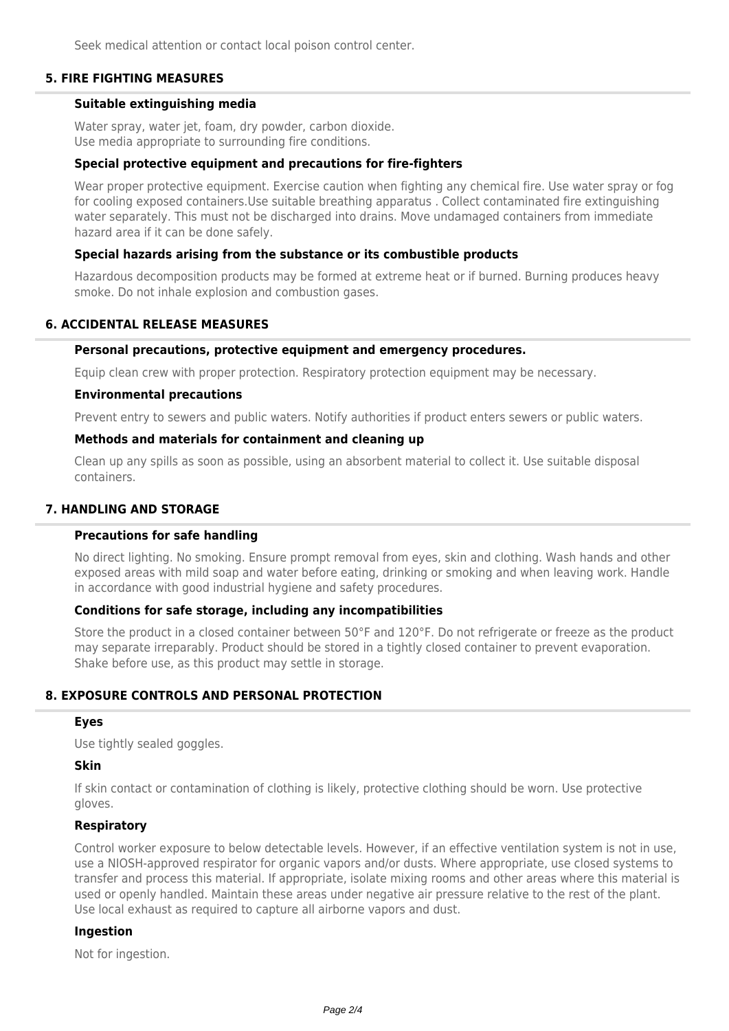Seek medical attention or contact local poison control center.

## 5. FIRE FIGHTING MEASURES

### Suitable extinguishing media

Water spray, water jet, foam, dry powder, carbon dioxide.
Use media appropriate to surrounding fire conditions.

### Special protective equipment and precautions for fire-fighters

Wear proper protective equipment. Exercise caution when fighting any chemical fire. Use water spray or fog for cooling exposed containers.Use suitable breathing apparatus . Collect contaminated fire extinguishing water separately. This must not be discharged into drains. Move undamaged containers from immediate hazard area if it can be done safely.

### Special hazards arising from the substance or its combustible products

Hazardous decomposition products may be formed at extreme heat or if burned. Burning produces heavy smoke. Do not inhale explosion and combustion gases.

## 6. ACCIDENTAL RELEASE MEASURES

### Personal precautions, protective equipment and emergency procedures.

Equip clean crew with proper protection. Respiratory protection equipment may be necessary.

### Environmental precautions

Prevent entry to sewers and public waters. Notify authorities if product enters sewers or public waters.

### Methods and materials for containment and cleaning up

Clean up any spills as soon as possible, using an absorbent material to collect it. Use suitable disposal containers.

## 7. HANDLING AND STORAGE

### Precautions for safe handling

No direct lighting. No smoking. Ensure prompt removal from eyes, skin and clothing. Wash hands and other exposed areas with mild soap and water before eating, drinking or smoking and when leaving work. Handle in accordance with good industrial hygiene and safety procedures.

### Conditions for safe storage, including any incompatibilities

Store the product in a closed container between 50°F and 120°F. Do not refrigerate or freeze as the product may separate irreparably. Product should be stored in a tightly closed container to prevent evaporation. Shake before use, as this product may settle in storage.

## 8. EXPOSURE CONTROLS AND PERSONAL PROTECTION

### Eyes

Use tightly sealed goggles.

### Skin

If skin contact or contamination of clothing is likely, protective clothing should be worn. Use protective gloves.

### Respiratory

Control worker exposure to below detectable levels. However, if an effective ventilation system is not in use, use a NIOSH-approved respirator for organic vapors and/or dusts. Where appropriate, use closed systems to transfer and process this material. If appropriate, isolate mixing rooms and other areas where this material is used or openly handled. Maintain these areas under negative air pressure relative to the rest of the plant. Use local exhaust as required to capture all airborne vapors and dust.

### Ingestion

Not for ingestion.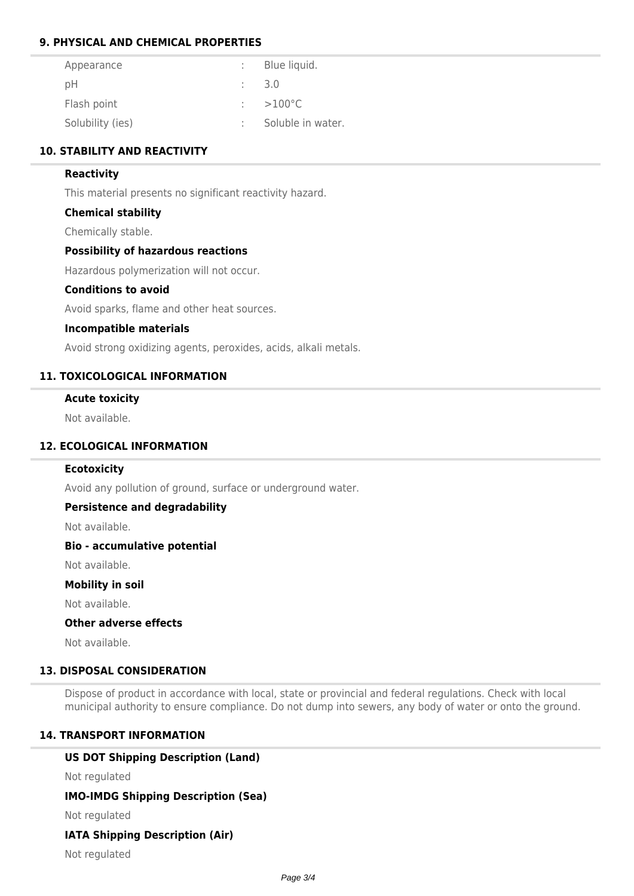## 9. PHYSICAL AND CHEMICAL PROPERTIES

| | | |
|---|---|---|
| Appearance | : | Blue liquid. |
| pH | : | 3.0 |
| Flash point | : | >100°C |
| Solubility (ies) | : | Soluble in water. |

## 10. STABILITY AND REACTIVITY

### Reactivity

This material presents no significant reactivity hazard.

### Chemical stability

Chemically stable.

### Possibility of hazardous reactions

Hazardous polymerization will not occur.

### Conditions to avoid

Avoid sparks, flame and other heat sources.

### Incompatible materials

Avoid strong oxidizing agents, peroxides, acids, alkali metals.

## 11. TOXICOLOGICAL INFORMATION

### Acute toxicity

Not available.

## 12. ECOLOGICAL INFORMATION

### Ecotoxicity

Avoid any pollution of ground, surface or underground water.

### Persistence and degradability

Not available.

### Bio - accumulative potential

Not available.

### Mobility in soil

Not available.

### Other adverse effects

Not available.

## 13. DISPOSAL CONSIDERATION

Dispose of product in accordance with local, state or provincial and federal regulations. Check with local municipal authority to ensure compliance. Do not dump into sewers, any body of water or onto the ground.

## 14. TRANSPORT INFORMATION

### US DOT Shipping Description (Land)

Not regulated

### IMO-IMDG Shipping Description (Sea)

Not regulated

### IATA Shipping Description (Air)

Not regulated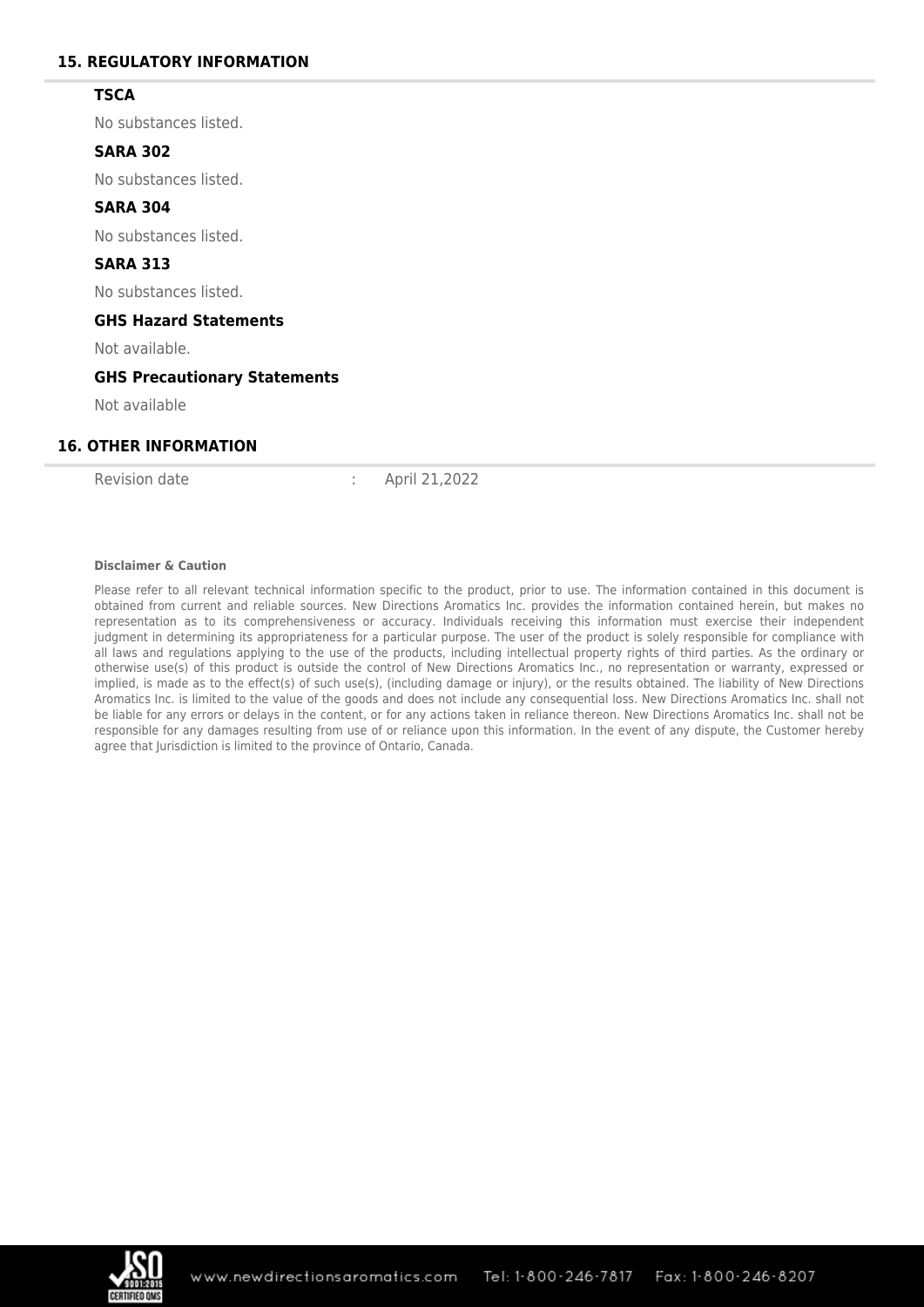## 15. REGULATORY INFORMATION

### TSCA

No substances listed.

### SARA 302

No substances listed.

### SARA 304

No substances listed.

### SARA 313

No substances listed.

### GHS Hazard Statements

Not available.

### GHS Precautionary Statements

Not available

## 16. OTHER INFORMATION

Revision date : April 21,2022

**Disclaimer & Caution**

Please refer to all relevant technical information specific to the product, prior to use. The information contained in this document is obtained from current and reliable sources. New Directions Aromatics Inc. provides the information contained herein, but makes no representation as to its comprehensiveness or accuracy. Individuals receiving this information must exercise their independent judgment in determining its appropriateness for a particular purpose. The user of the product is solely responsible for compliance with all laws and regulations applying to the use of the products, including intellectual property rights of third parties. As the ordinary or otherwise use(s) of this product is outside the control of New Directions Aromatics Inc., no representation or warranty, expressed or implied, is made as to the effect(s) of such use(s), (including damage or injury), or the results obtained. The liability of New Directions Aromatics Inc. is limited to the value of the goods and does not include any consequential loss. New Directions Aromatics Inc. shall not be liable for any errors or delays in the content, or for any actions taken in reliance thereon. New Directions Aromatics Inc. shall not be responsible for any damages resulting from use of or reliance upon this information. In the event of any dispute, the Customer hereby agree that Jurisdiction is limited to the province of Ontario, Canada.